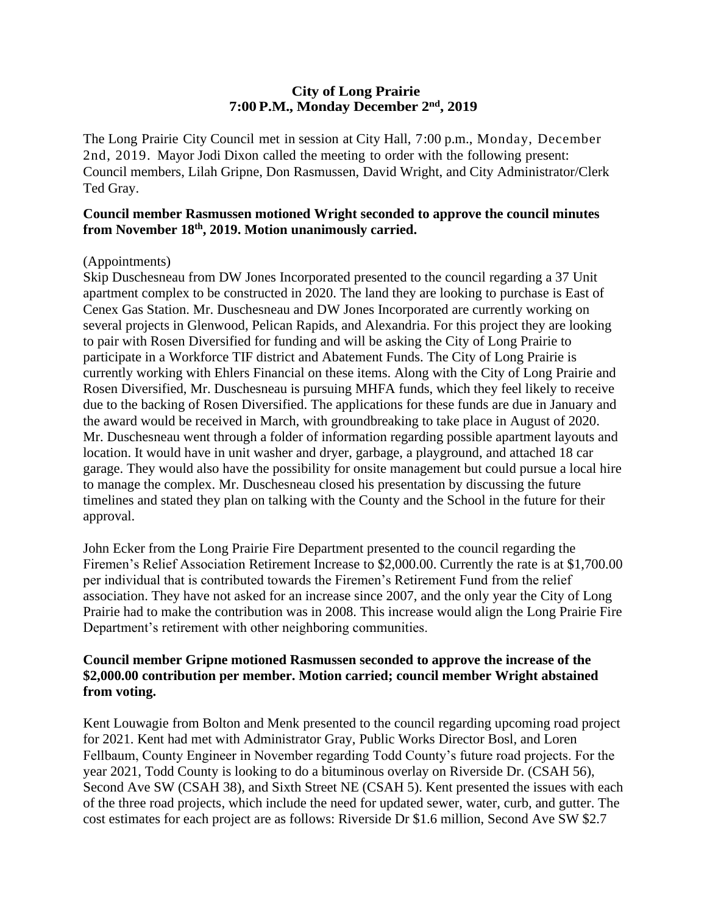**City of Long Prairie**
**7:00 P.M., Monday December 2nd, 2019**

The Long Prairie City Council met in session at City Hall, 7:00 p.m., Monday, December 2nd, 2019. Mayor Jodi Dixon called the meeting to order with the following present: Council members, Lilah Gripne, Don Rasmussen, David Wright, and City Administrator/Clerk Ted Gray.

**Council member Rasmussen motioned Wright seconded to approve the council minutes from November 18th, 2019. Motion unanimously carried.**

(Appointments)

Skip Duschesneau from DW Jones Incorporated presented to the council regarding a 37 Unit apartment complex to be constructed in 2020. The land they are looking to purchase is East of Cenex Gas Station. Mr. Duschesneau and DW Jones Incorporated are currently working on several projects in Glenwood, Pelican Rapids, and Alexandria. For this project they are looking to pair with Rosen Diversified for funding and will be asking the City of Long Prairie to participate in a Workforce TIF district and Abatement Funds. The City of Long Prairie is currently working with Ehlers Financial on these items. Along with the City of Long Prairie and Rosen Diversified, Mr. Duschesneau is pursuing MHFA funds, which they feel likely to receive due to the backing of Rosen Diversified. The applications for these funds are due in January and the award would be received in March, with groundbreaking to take place in August of 2020. Mr. Duschesneau went through a folder of information regarding possible apartment layouts and location. It would have in unit washer and dryer, garbage, a playground, and attached 18 car garage. They would also have the possibility for onsite management but could pursue a local hire to manage the complex. Mr. Duschesneau closed his presentation by discussing the future timelines and stated they plan on talking with the County and the School in the future for their approval.

John Ecker from the Long Prairie Fire Department presented to the council regarding the Firemen's Relief Association Retirement Increase to $2,000.00. Currently the rate is at $1,700.00 per individual that is contributed towards the Firemen's Retirement Fund from the relief association. They have not asked for an increase since 2007, and the only year the City of Long Prairie had to make the contribution was in 2008. This increase would align the Long Prairie Fire Department's retirement with other neighboring communities.

**Council member Gripne motioned Rasmussen seconded to approve the increase of the $2,000.00 contribution per member. Motion carried; council member Wright abstained from voting.**

Kent Louwagie from Bolton and Menk presented to the council regarding upcoming road project for 2021. Kent had met with Administrator Gray, Public Works Director Bosl, and Loren Fellbaum, County Engineer in November regarding Todd County's future road projects. For the year 2021, Todd County is looking to do a bituminous overlay on Riverside Dr. (CSAH 56), Second Ave SW (CSAH 38), and Sixth Street NE (CSAH 5). Kent presented the issues with each of the three road projects, which include the need for updated sewer, water, curb, and gutter. The cost estimates for each project are as follows: Riverside Dr $1.6 million, Second Ave SW $2.7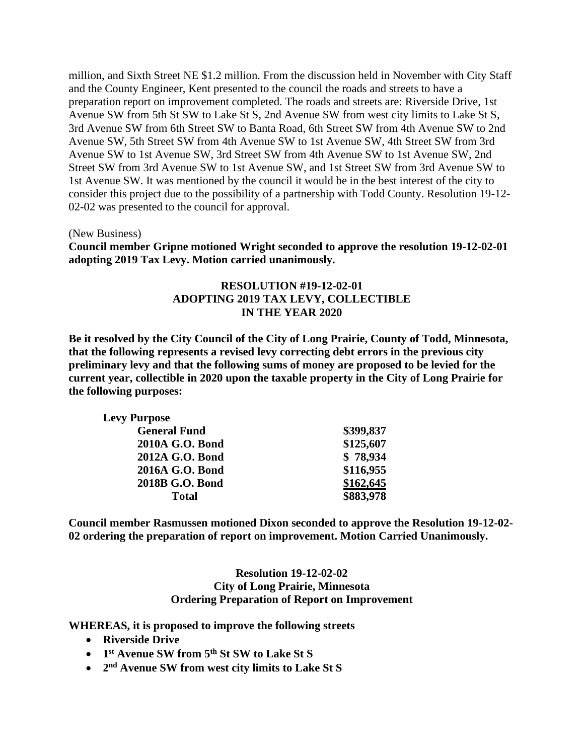million, and Sixth Street NE $1.2 million. From the discussion held in November with City Staff and the County Engineer, Kent presented to the council the roads and streets to have a preparation report on improvement completed. The roads and streets are: Riverside Drive, 1st Avenue SW from 5th St SW to Lake St S, 2nd Avenue SW from west city limits to Lake St S, 3rd Avenue SW from 6th Street SW to Banta Road, 6th Street SW from 4th Avenue SW to 2nd Avenue SW, 5th Street SW from 4th Avenue SW to 1st Avenue SW, 4th Street SW from 3rd Avenue SW to 1st Avenue SW, 3rd Street SW from 4th Avenue SW to 1st Avenue SW, 2nd Street SW from 3rd Avenue SW to 1st Avenue SW, and 1st Street SW from 3rd Avenue SW to 1st Avenue SW. It was mentioned by the council it would be in the best interest of the city to consider this project due to the possibility of a partnership with Todd County. Resolution 19-12-02-02 was presented to the council for approval.

(New Business)

**Council member Gripne motioned Wright seconded to approve the resolution 19-12-02-01 adopting 2019 Tax Levy. Motion carried unanimously.**

**RESOLUTION #19-12-02-01**
**ADOPTING 2019 TAX LEVY, COLLECTIBLE IN THE YEAR 2020**

**Be it resolved by the City Council of the City of Long Prairie, County of Todd, Minnesota, that the following represents a revised levy correcting debt errors in the previous city preliminary levy and that the following sums of money are proposed to be levied for the current year, collectible in 2020 upon the taxable property in the City of Long Prairie for the following purposes:**

| Levy Purpose | |
|---|---|
| General Fund | $399,837 |
| 2010A G.O. Bond | $125,607 |
| 2012A G.O. Bond | $ 78,934 |
| 2016A G.O. Bond | $116,955 |
| 2018B G.O. Bond | $162,645 |
| Total | $883,978 |

**Council member Rasmussen motioned Dixon seconded to approve the Resolution 19-12-02-02 ordering the preparation of report on improvement. Motion Carried Unanimously.**

**Resolution 19-12-02-02**
**City of Long Prairie, Minnesota**
**Ordering Preparation of Report on Improvement**

**WHEREAS, it is proposed to improve the following streets**

- **Riverside Drive**
- **1st Avenue SW from 5th St SW to Lake St S**
- **2nd Avenue SW from west city limits to Lake St S**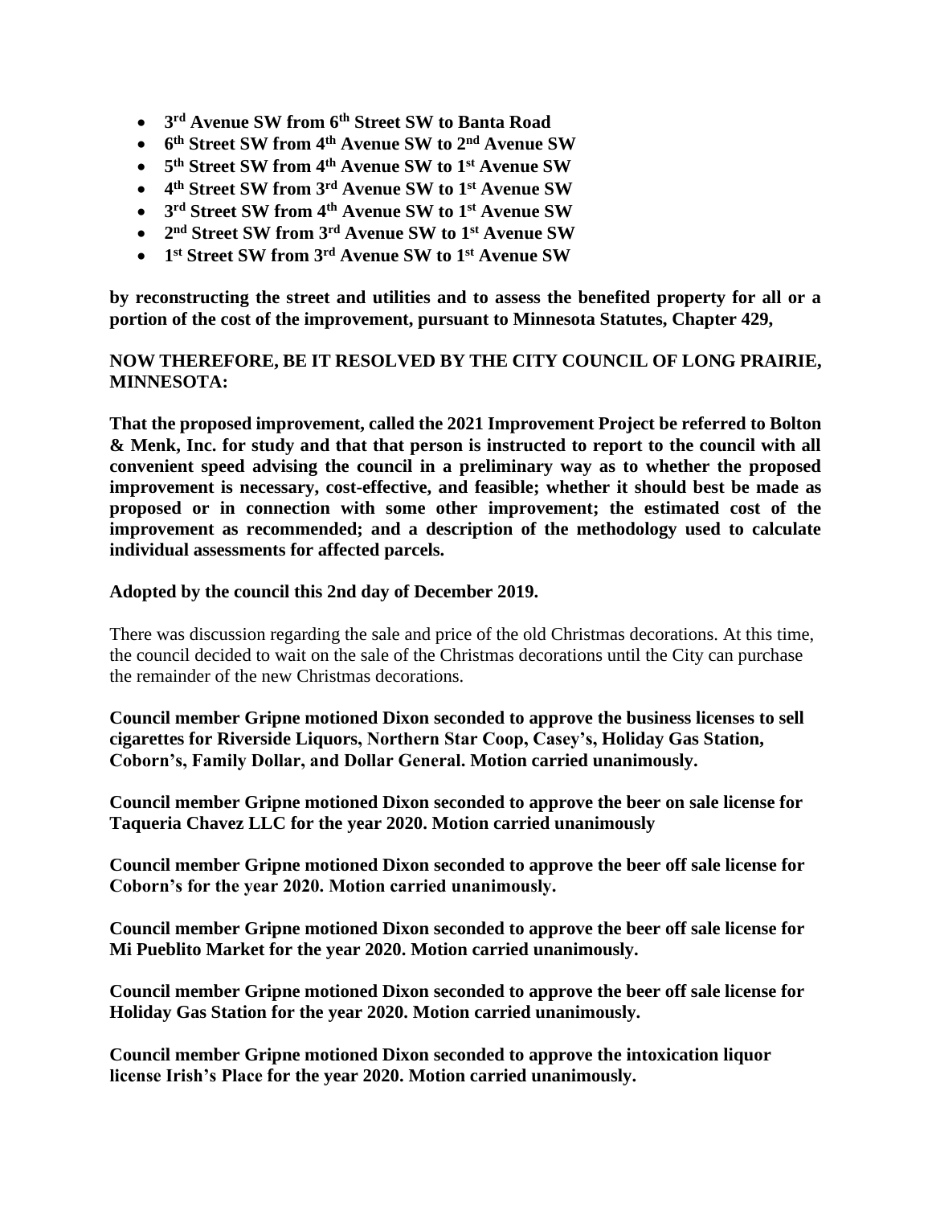- **3rd Avenue SW from 6th Street SW to Banta Road**
- **6th Street SW from 4th Avenue SW to 2nd Avenue SW**
- **5th Street SW from 4th Avenue SW to 1st Avenue SW**
- **4th Street SW from 3rd Avenue SW to 1st Avenue SW**
- **3rd Street SW from 4th Avenue SW to 1st Avenue SW**
- **2nd Street SW from 3rd Avenue SW to 1st Avenue SW**
- **1st Street SW from 3rd Avenue SW to 1st Avenue SW**

**by reconstructing the street and utilities and to assess the benefited property for all or a portion of the cost of the improvement, pursuant to Minnesota Statutes, Chapter 429,**

**NOW THEREFORE, BE IT RESOLVED BY THE CITY COUNCIL OF LONG PRAIRIE, MINNESOTA:**

**That the proposed improvement, called the 2021 Improvement Project be referred to Bolton & Menk, Inc. for study and that that person is instructed to report to the council with all convenient speed advising the council in a preliminary way as to whether the proposed improvement is necessary, cost-effective, and feasible; whether it should best be made as proposed or in connection with some other improvement; the estimated cost of the improvement as recommended; and a description of the methodology used to calculate individual assessments for affected parcels.**

**Adopted by the council this 2nd day of December 2019.**

There was discussion regarding the sale and price of the old Christmas decorations. At this time, the council decided to wait on the sale of the Christmas decorations until the City can purchase the remainder of the new Christmas decorations.

**Council member Gripne motioned Dixon seconded to approve the business licenses to sell cigarettes for Riverside Liquors, Northern Star Coop, Casey's, Holiday Gas Station, Coborn's, Family Dollar, and Dollar General. Motion carried unanimously.**

**Council member Gripne motioned Dixon seconded to approve the beer on sale license for Taqueria Chavez LLC for the year 2020. Motion carried unanimously**

**Council member Gripne motioned Dixon seconded to approve the beer off sale license for Coborn's for the year 2020. Motion carried unanimously.**

**Council member Gripne motioned Dixon seconded to approve the beer off sale license for Mi Pueblito Market for the year 2020. Motion carried unanimously.**

**Council member Gripne motioned Dixon seconded to approve the beer off sale license for Holiday Gas Station for the year 2020. Motion carried unanimously.**

**Council member Gripne motioned Dixon seconded to approve the intoxication liquor license Irish's Place for the year 2020. Motion carried unanimously.**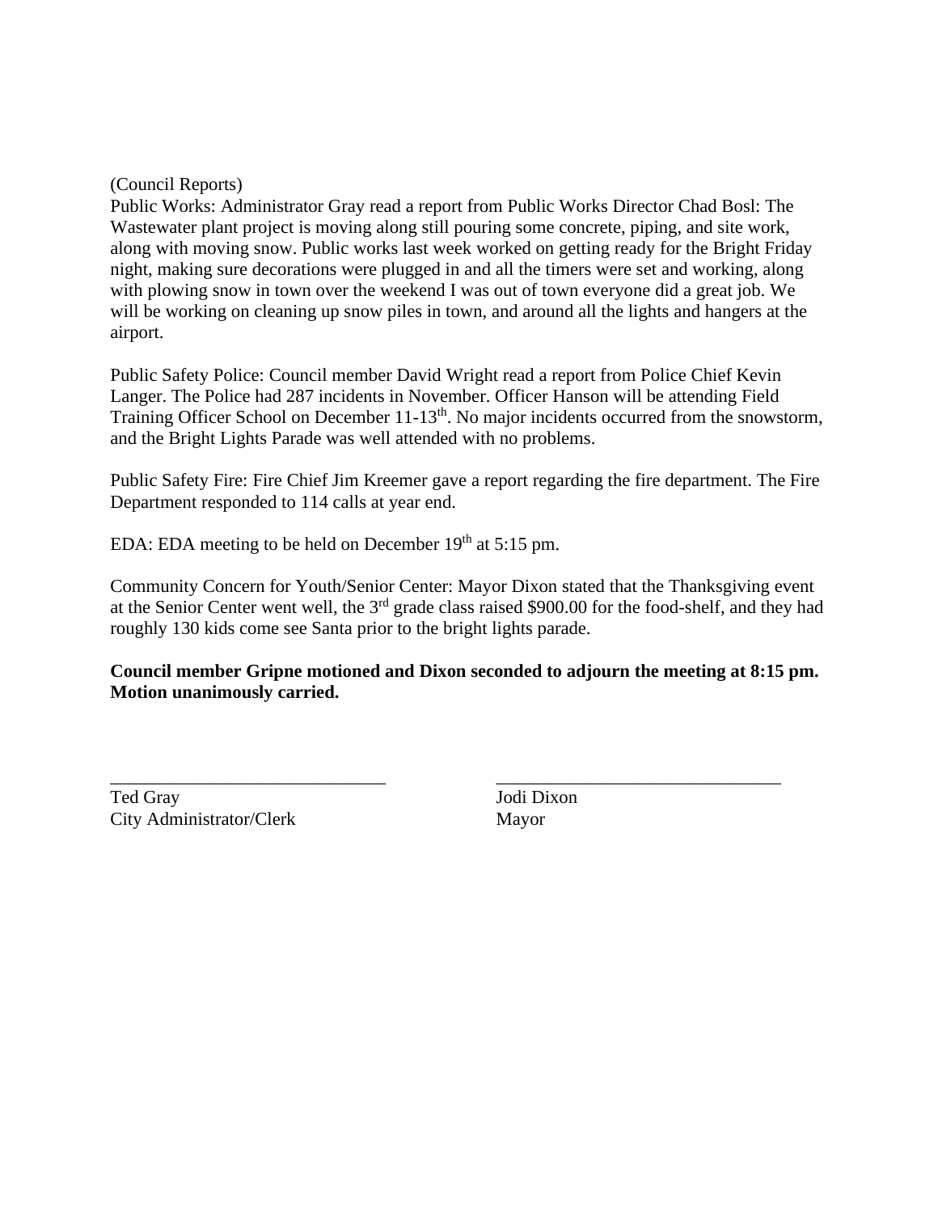(Council Reports)
Public Works: Administrator Gray read a report from Public Works Director Chad Bosl: The Wastewater plant project is moving along still pouring some concrete, piping, and site work, along with moving snow. Public works last week worked on getting ready for the Bright Friday night, making sure decorations were plugged in and all the timers were set and working, along with plowing snow in town over the weekend I was out of town everyone did a great job. We will be working on cleaning up snow piles in town, and around all the lights and hangers at the airport.

Public Safety Police: Council member David Wright read a report from Police Chief Kevin Langer. The Police had 287 incidents in November. Officer Hanson will be attending Field Training Officer School on December 11-13th. No major incidents occurred from the snowstorm, and the Bright Lights Parade was well attended with no problems.

Public Safety Fire: Fire Chief Jim Kreemer gave a report regarding the fire department. The Fire Department responded to 114 calls at year end.

EDA: EDA meeting to be held on December 19th at 5:15 pm.

Community Concern for Youth/Senior Center: Mayor Dixon stated that the Thanksgiving event at the Senior Center went well, the 3rd grade class raised $900.00 for the food-shelf, and they had roughly 130 kids come see Santa prior to the bright lights parade.

**Council member Gripne motioned and Dixon seconded to adjourn the meeting at 8:15 pm. Motion unanimously carried.**

| | |
|---|---|
| ______________________________ | ______________________________ |
| Ted Gray | Jodi Dixon |
| City Administrator/Clerk | Mayor |